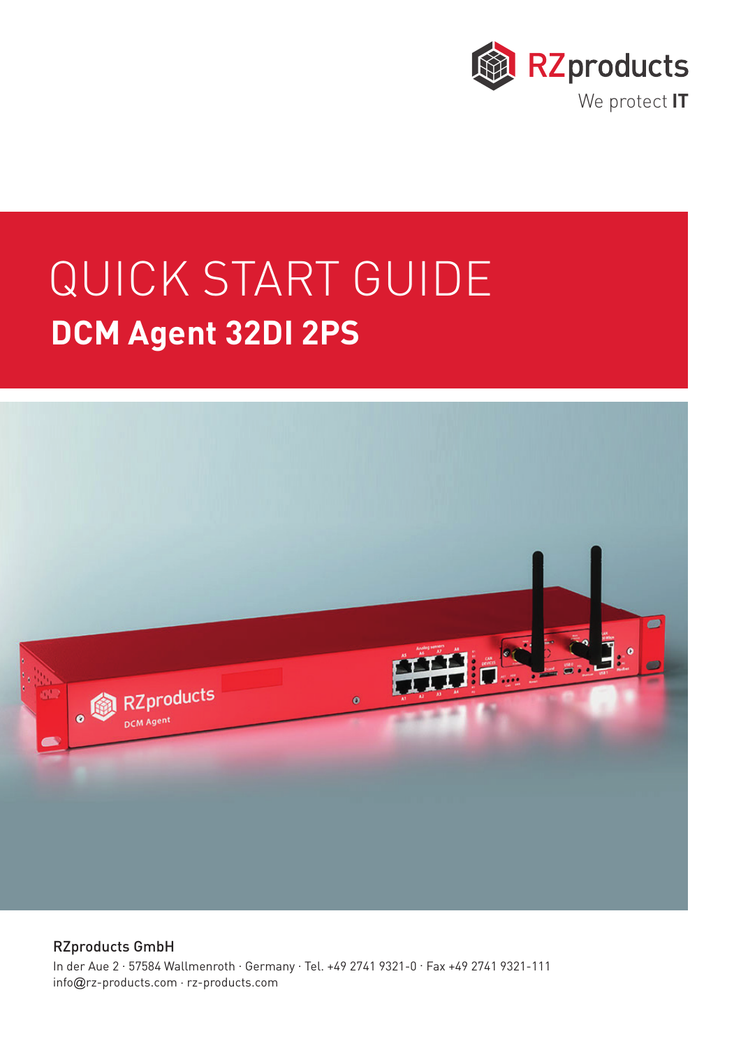RZproducts

We protect **IT**

# QUICK START GUIDE

## DCM Agent 32DI 2PS

RZproducts GmbH

In der Aue 2 · 57584 Wallmenroth · Germany · Tel. +49 2741 9321-0 · Fax +49 2741 9321-111
info@rz-products.com · rz-products.com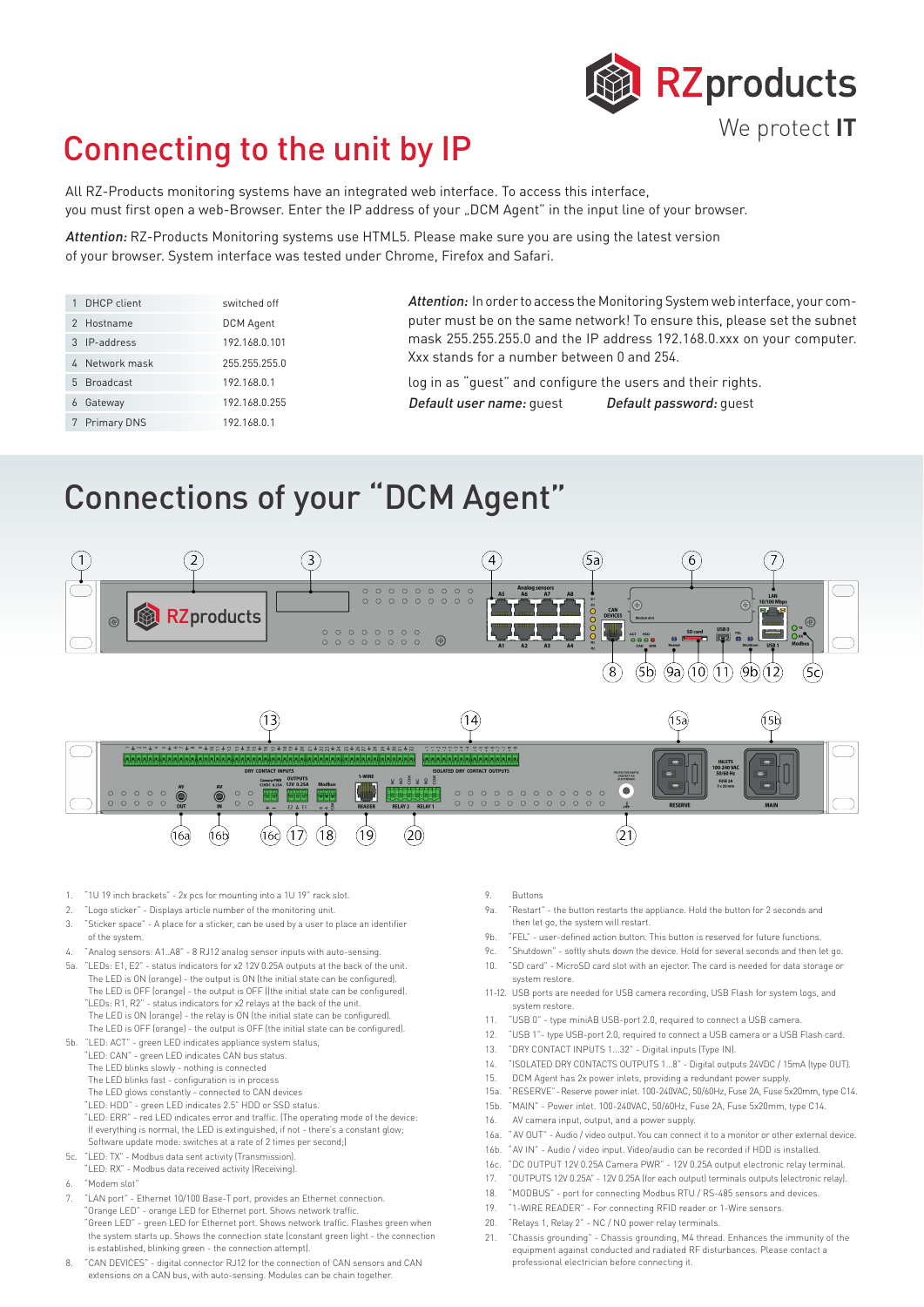# Connecting to the unit by IP

All RZ-Products monitoring systems have an integrated web interface. To access this interface, you must first open a web-Browser. Enter the IP address of your „DCM Agent" in the input line of your browser.

*Attention:* RZ-Products Monitoring systems use HTML5. Please make sure you are using the latest version of your browser. System interface was tested under Chrome, Firefox and Safari.

| | | |
|---|---|---|
| 1 | DHCP client | switched off |
| 2 | Hostname | DCM Agent |
| 3 | IP-address | 192.168.0.101 |
| 4 | Network mask | 255.255.255.0 |
| 5 | Broadcast | 192.168.0.1 |
| 6 | Gateway | 192.168.0.255 |
| 7 | Primary DNS | 192.168.0.1 |

*Attention:* In order to access the Monitoring System web interface, your computer must be on the same network! To ensure this, please set the subnet mask 255.255.255.0 and the IP address 192.168.0.xxx on your computer. Xxx stands for a number between 0 and 254.

log in as "guest" and configure the users and their rights.

*Default user name:* guest *Default password:* guest

# Connections of your "DCM Agent"

1. "1U 19 inch brackets" - 2x pcs for mounting into a 1U 19" rack slot.
2. "Logo sticker" - Displays article number of the monitoring unit.
3. "Sticker space" - A place for a sticker, can be used by a user to place an identifier of the system.
4. "Analog sensors: A1..A8" - 8 RJ12 analog sensor inputs with auto-sensing.

5a. "LEDs: E1, E2" - status indicators for x2 12V 0.25A outputs at the back of the unit.
The LED is ON (orange) - the output is ON (the initial state can be configured).
The LED is OFF (orange) - the output is OFF ((the initial state can be configured).
"LEDs: R1, R2" - status indicators for x2 relays at the back of the unit.
The LED is ON (orange) - the relay is ON (the initial state can be configured).
The LED is OFF (orange) - the output is OFF (the initial state can be configured).

5b. "LED: ACT" - green LED indicates appliance system status,
"LED: CAN" - green LED indicates CAN bus status.
The LED blinks slowly - nothing is connected
The LED blinks fast - configuration is in process
The LED glows constantly - connected to CAN devices
"LED: HDD" - green LED indicates 2.5" HDD or SSD status.
"LED: ERR" - red LED indicates error and traffic. (The operating mode of the device: If everything is normal, the LED is extinguished, if not - there's a constant glow; Software update mode: switches at a rate of 2 times per second;)

5c. "LED: TX" - Modbus data sent activity (Transmission).
"LED: RX" - Modbus data received activity (Receiving).

6. "Modem slot"
7. "LAN port" - Ethernet 10/100 Base-T port, provides an Ethernet connection.
"Orange LED" - orange LED for Ethernet port. Shows network traffic.
"Green LED" - green LED for Ethernet port. Shows network traffic. Flashes green when the system starts up. Shows the connection state (constant green light - the connection is established, blinking green - the connection attempt).
8. "CAN DEVICES" - digital connector RJ12 for the connection of CAN sensors and CAN extensions on a CAN bus, with auto-sensing. Modules can be chain together.
9. Buttons

9a. "Restart" - the button restarts the appliance. Hold the button for 2 seconds and then let go, the system will restart.

9b. "FEL" - user-defined action button. This button is reserved for future functions.

9c. "Shutdown" - softly shuts down the device. Hold for several seconds and then let go.

10. "SD card" - MicroSD card slot with an ejector. The card is needed for data storage or system restore.

11-12. USB ports are needed for USB camera recording, USB Flash for system logs, and system restore.

11. "USB 0" - type miniAB USB-port 2.0, required to connect a USB camera.
12. "USB 1"- type USB-port 2.0, required to connect a USB camera or a USB Flash card.
13. "DRY CONTACT INPUTS 1...32" - Digital inputs (Type IN).
14. "ISOLATED DRY CONTACTS OUTPUTS 1...8" - Digital outputs 24VDC / 15mA (type OUT).
15. DCM Agent has 2x power inlets, providing a redundant power supply.

15a. "RESERVE"- Reserve power inlet. 100-240VAC, 50/60Hz, Fuse 2A, Fuse 5x20mm, type C14.

15b. "MAIN" - Power inlet. 100-240VAC, 50/60Hz, Fuse 2A, Fuse 5x20mm, type C14.

16. AV camera input, output, and a power supply.

16a. "AV OUT" - Audio / video output. You can connect it to a monitor or other external device.

16b. "AV IN" - Audio / video input. Video/audio can be recorded if HDD is installed.

16c. "DC OUTPUT 12V 0.25A Camera PWR" - 12V 0.25A output electronic relay terminal.

17. "OUTPUTS 12V 0.25A" - 12V 0.25A (for each output) terminals outputs (electronic relay).
18. "MODBUS" - port for connecting Modbus RTU / RS-485 sensors and devices.
19. "1-WIRE READER" - For connecting RFID reader or 1-Wire sensors.
20. "Relays 1, Relay 2" - NC / NO power relay terminals.
21. "Chassis grounding" - Chassis grounding, M4 thread. Enhances the immunity of the equipment against conducted and radiated RF disturbances. Please contact a professional electrician before connecting it.